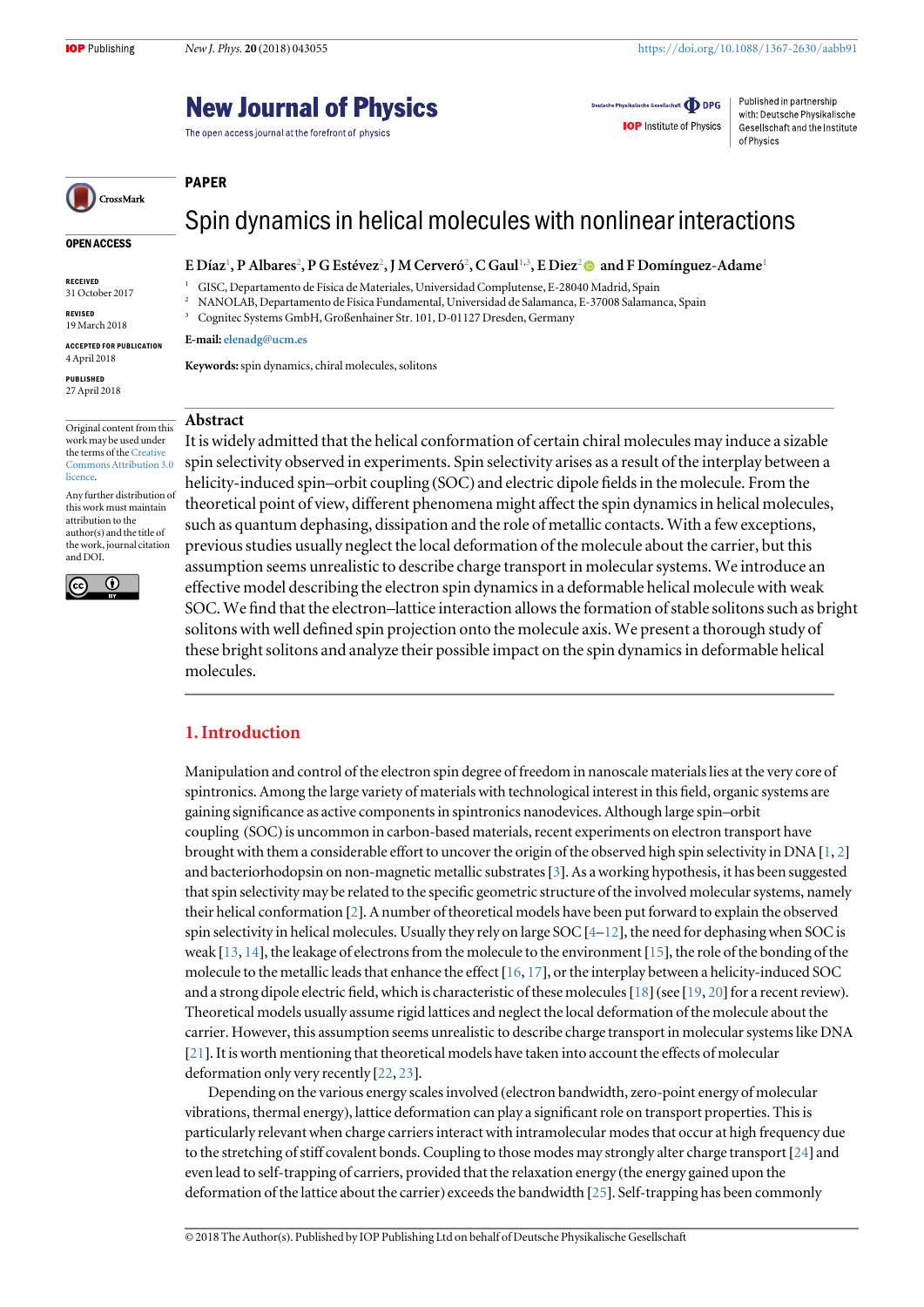PAPER

# Spin dynamics in helical molecules with nonlinear interactions

**E Díaz[1], P Albares[2], P G Estévez[2], J M Cerveró[2], C Gaul[1,3], E Diez[2] and F Domínguez-Adame[1]**

[1] GISC, Departamento de Física de Materiales, Universidad Complutense, E-28040 Madrid, Spain
[2] NANOLAB, Departamento de Física Fundamental, Universidad de Salamanca, E-37008 Salamanca, Spain
[3] Cognitec Systems GmbH, Großenhainer Str. 101, D-01127 Dresden, Germany

**E-mail:** elenadg@ucm.es

**Keywords:** spin dynamics, chiral molecules, solitons

OPEN ACCESS

RECEIVED
31 October 2017

REVISED
19 March 2018

ACCEPTED FOR PUBLICATION
4 April 2018

PUBLISHED
27 April 2018

Original content from this work may be used under the terms of the Creative Commons Attribution 3.0 licence.

Any further distribution of this work must maintain attribution to the author(s) and the title of the work, journal citation and DOI.

## Abstract

It is widely admitted that the helical conformation of certain chiral molecules may induce a sizable spin selectivity observed in experiments. Spin selectivity arises as a result of the interplay between a helicity-induced spin–orbit coupling (SOC) and electric dipole fields in the molecule. From the theoretical point of view, different phenomena might affect the spin dynamics in helical molecules, such as quantum dephasing, dissipation and the role of metallic contacts. With a few exceptions, previous studies usually neglect the local deformation of the molecule about the carrier, but this assumption seems unrealistic to describe charge transport in molecular systems. We introduce an effective model describing the electron spin dynamics in a deformable helical molecule with weak SOC. We find that the electron–lattice interaction allows the formation of stable solitons such as bright solitons with well defined spin projection onto the molecule axis. We present a thorough study of these bright solitons and analyze their possible impact on the spin dynamics in deformable helical molecules.

## 1. Introduction

Manipulation and control of the electron spin degree of freedom in nanoscale materials lies at the very core of spintronics. Among the large variety of materials with technological interest in this field, organic systems are gaining significance as active components in spintronics nanodevices. Although large spin–orbit coupling (SOC) is uncommon in carbon-based materials, recent experiments on electron transport have brought with them a considerable effort to uncover the origin of the observed high spin selectivity in DNA [1, 2] and bacteriorhodopsin on non-magnetic metallic substrates [3]. As a working hypothesis, it has been suggested that spin selectivity may be related to the specific geometric structure of the involved molecular systems, namely their helical conformation [2]. A number of theoretical models have been put forward to explain the observed spin selectivity in helical molecules. Usually they rely on large SOC [4–12], the need for dephasing when SOC is weak [13, 14], the leakage of electrons from the molecule to the environment [15], the role of the bonding of the molecule to the metallic leads that enhance the effect [16, 17], or the interplay between a helicity-induced SOC and a strong dipole electric field, which is characteristic of these molecules [18] (see [19, 20] for a recent review). Theoretical models usually assume rigid lattices and neglect the local deformation of the molecule about the carrier. However, this assumption seems unrealistic to describe charge transport in molecular systems like DNA [21]. It is worth mentioning that theoretical models have taken into account the effects of molecular deformation only very recently [22, 23].

Depending on the various energy scales involved (electron bandwidth, zero-point energy of molecular vibrations, thermal energy), lattice deformation can play a significant role on transport properties. This is particularly relevant when charge carriers interact with intramolecular modes that occur at high frequency due to the stretching of stiff covalent bonds. Coupling to those modes may strongly alter charge transport [24] and even lead to self-trapping of carriers, provided that the relaxation energy (the energy gained upon the deformation of the lattice about the carrier) exceeds the bandwidth [25]. Self-trapping has been commonly

© 2018 The Author(s). Published by IOP Publishing Ltd on behalf of Deutsche Physikalische Gesellschaft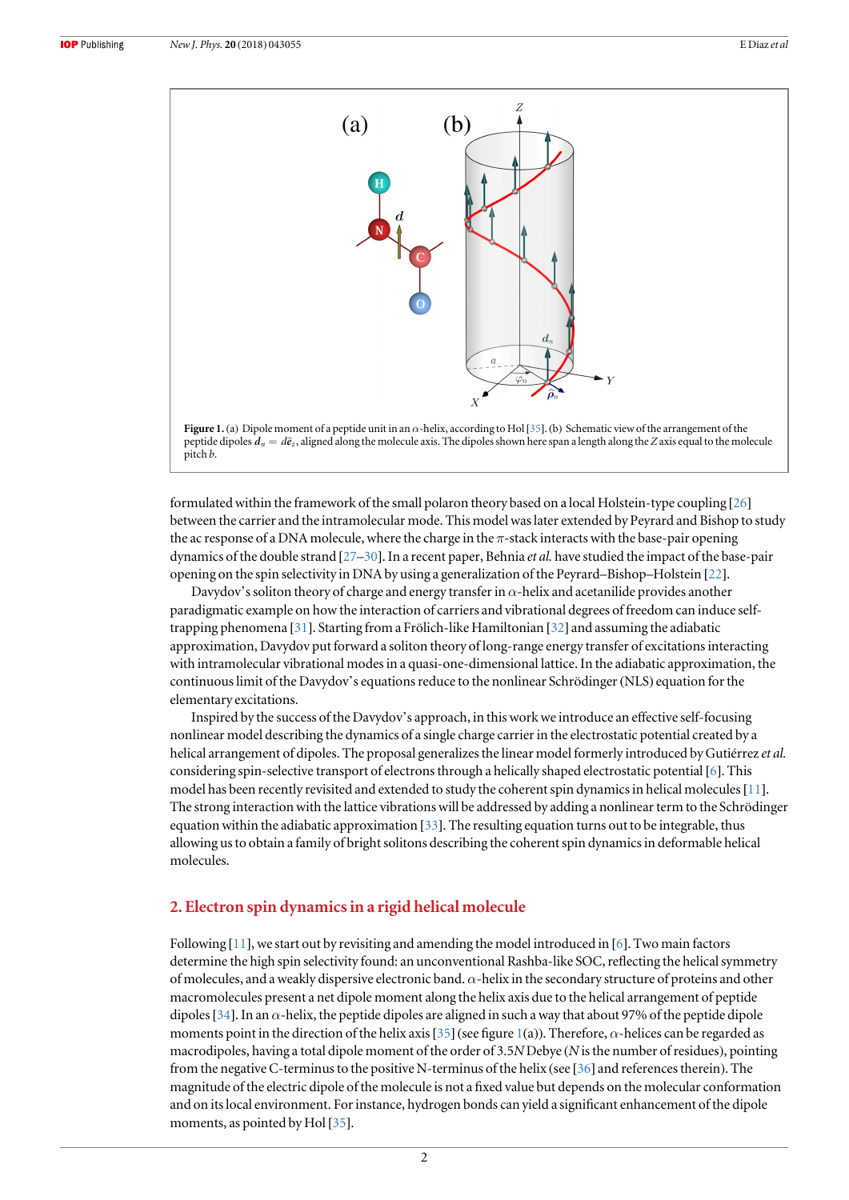**Figure 1.** (a) Dipole moment of a peptide unit in an $\alpha$-helix, according to Hol [35]. (b) Schematic view of the arrangement of the peptide dipoles $\boldsymbol{d}_n = d\hat{\boldsymbol{e}}_z$, aligned along the molecule axis. The dipoles shown here span a length along the $Z$ axis equal to the molecule pitch $b$.

formulated within the framework of the small polaron theory based on a local Holstein-type coupling [26] between the carrier and the intramolecular mode. This model was later extended by Peyrard and Bishop to study the ac response of a DNA molecule, where the charge in the $\pi$-stack interacts with the base-pair opening dynamics of the double strand [27–30]. In a recent paper, Behnia *et al.* have studied the impact of the base-pair opening on the spin selectivity in DNA by using a generalization of the Peyrard–Bishop–Holstein [22].

Davydov's soliton theory of charge and energy transfer in $\alpha$-helix and acetanilide provides another paradigmatic example on how the interaction of carriers and vibrational degrees of freedom can induce self-trapping phenomena [31]. Starting from a Frölich-like Hamiltonian [32] and assuming the adiabatic approximation, Davydov put forward a soliton theory of long-range energy transfer of excitations interacting with intramolecular vibrational modes in a quasi-one-dimensional lattice. In the adiabatic approximation, the continuous limit of the Davydov's equations reduce to the nonlinear Schrödinger (NLS) equation for the elementary excitations.

Inspired by the success of the Davydov's approach, in this work we introduce an effective self-focusing nonlinear model describing the dynamics of a single charge carrier in the electrostatic potential created by a helical arrangement of dipoles. The proposal generalizes the linear model formerly introduced by Gutiérrez *et al.* considering spin-selective transport of electrons through a helically shaped electrostatic potential [6]. This model has been recently revisited and extended to study the coherent spin dynamics in helical molecules [11]. The strong interaction with the lattice vibrations will be addressed by adding a nonlinear term to the Schrödinger equation within the adiabatic approximation [33]. The resulting equation turns out to be integrable, thus allowing us to obtain a family of bright solitons describing the coherent spin dynamics in deformable helical molecules.

## 2. Electron spin dynamics in a rigid helical molecule

Following [11], we start out by revisiting and amending the model introduced in [6]. Two main factors determine the high spin selectivity found: an unconventional Rashba-like SOC, reflecting the helical symmetry of molecules, and a weakly dispersive electronic band. $\alpha$-helix in the secondary structure of proteins and other macromolecules present a net dipole moment along the helix axis due to the helical arrangement of peptide dipoles [34]. In an $\alpha$-helix, the peptide dipoles are aligned in such a way that about 97% of the peptide dipole moments point in the direction of the helix axis [35] (see figure 1(a)). Therefore, $\alpha$-helices can be regarded as macrodipoles, having a total dipole moment of the order of $3.5N$ Debye ($N$ is the number of residues), pointing from the negative C-terminus to the positive N-terminus of the helix (see [36] and references therein). The magnitude of the electric dipole of the molecule is not a fixed value but depends on the molecular conformation and on its local environment. For instance, hydrogen bonds can yield a significant enhancement of the dipole moments, as pointed by Hol [35].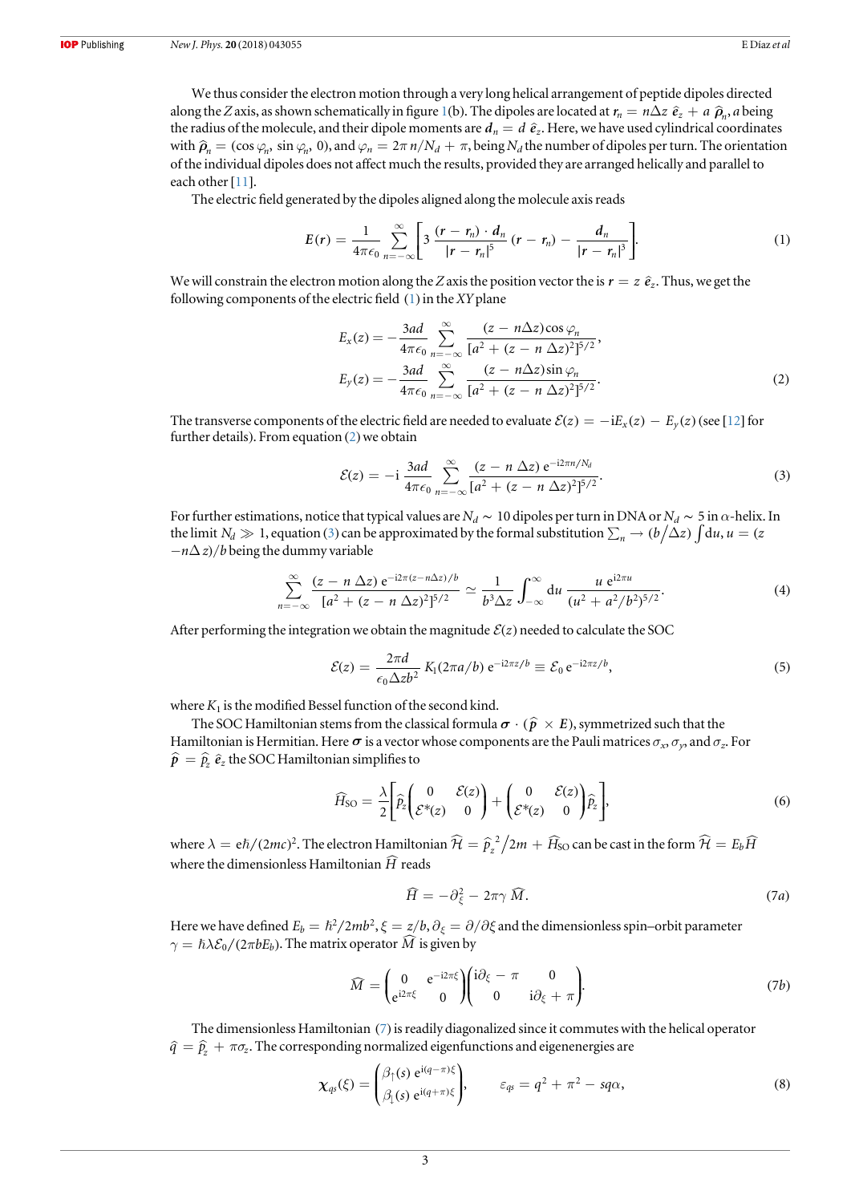We thus consider the electron motion through a very long helical arrangement of peptide dipoles directed along the $Z$ axis, as shown schematically in figure 1(b). The dipoles are located at $\boldsymbol{r}_n = n\Delta z\ \hat{\boldsymbol{e}}_z + a\ \hat{\boldsymbol{\rho}}_n$, $a$ being the radius of the molecule, and their dipole moments are $\boldsymbol{d}_n = d\ \hat{\boldsymbol{e}}_z$. Here, we have used cylindrical coordinates with $\hat{\boldsymbol{\rho}}_n = (\cos\varphi_n, \sin\varphi_n, 0)$, and $\varphi_n = 2\pi\, n/N_d + \pi$, being $N_d$ the number of dipoles per turn. The orientation of the individual dipoles does not affect much the results, provided they are arranged helically and parallel to each other [11].

The electric field generated by the dipoles aligned along the molecule axis reads

$$\boldsymbol{E}(\boldsymbol{r}) = \frac{1}{4\pi\epsilon_0}\sum_{n=-\infty}^{\infty}\left[3\,\frac{(\boldsymbol{r}-\boldsymbol{r}_n)\cdot\boldsymbol{d}_n}{|\boldsymbol{r}-\boldsymbol{r}_n|^5}\,(\boldsymbol{r}-\boldsymbol{r}_n) - \frac{\boldsymbol{d}_n}{|\boldsymbol{r}-\boldsymbol{r}_n|^3}\right]. \tag{1}$$

We will constrain the electron motion along the $Z$ axis the position vector the is $\boldsymbol{r} = z\ \hat{\boldsymbol{e}}_z$. Thus, we get the following components of the electric field (1) in the $XY$ plane

$$\begin{aligned} E_x(z) &= -\frac{3ad}{4\pi\epsilon_0}\sum_{n=-\infty}^{\infty}\frac{(z-n\Delta z)\cos\varphi_n}{[a^2+(z-n\,\Delta z)^2]^{5/2}},\\ E_y(z) &= -\frac{3ad}{4\pi\epsilon_0}\sum_{n=-\infty}^{\infty}\frac{(z-n\Delta z)\sin\varphi_n}{[a^2+(z-n\,\Delta z)^2]^{5/2}}. \end{aligned} \tag{2}$$

The transverse components of the electric field are needed to evaluate $\mathcal{E}(z) = -\mathrm{i}E_x(z) - E_y(z)$ (see [12] for further details). From equation (2) we obtain

$$\mathcal{E}(z) = -\mathrm{i}\,\frac{3ad}{4\pi\epsilon_0}\sum_{n=-\infty}^{\infty}\frac{(z-n\,\Delta z)\,\mathrm{e}^{-\mathrm{i}2\pi n/N_d}}{[a^2+(z-n\,\Delta z)^2]^{5/2}}. \tag{3}$$

For further estimations, notice that typical values are $N_d \sim 10$ dipoles per turn in DNA or $N_d \sim 5$ in $\alpha$-helix. In the limit $N_d \gg 1$, equation (3) can be approximated by the formal substitution $\sum_n \to (b/\Delta z)\int \mathrm{d}u$, $u = (z - n\Delta z)/b$ being the dummy variable

$$\sum_{n=-\infty}^{\infty}\frac{(z-n\,\Delta z)\,\mathrm{e}^{-\mathrm{i}2\pi(z-n\Delta z)/b}}{[a^2+(z-n\,\Delta z)^2]^{5/2}} \simeq \frac{1}{b^3\Delta z}\int_{-\infty}^{\infty}\mathrm{d}u\,\frac{u\,\mathrm{e}^{\mathrm{i}2\pi u}}{(u^2+a^2/b^2)^{5/2}}. \tag{4}$$

After performing the integration we obtain the magnitude $\mathcal{E}(z)$ needed to calculate the SOC

$$\mathcal{E}(z) = \frac{2\pi d}{\epsilon_0\Delta z b^2}\,K_1(2\pi a/b)\,\mathrm{e}^{-\mathrm{i}2\pi z/b} \equiv \mathcal{E}_0\,\mathrm{e}^{-\mathrm{i}2\pi z/b}, \tag{5}$$

where $K_1$ is the modified Bessel function of the second kind.

The SOC Hamiltonian stems from the classical formula $\boldsymbol{\sigma}\cdot(\hat{\boldsymbol{p}}\times\boldsymbol{E})$, symmetrized such that the Hamiltonian is Hermitian. Here $\boldsymbol{\sigma}$ is a vector whose components are the Pauli matrices $\sigma_x$, $\sigma_y$, and $\sigma_z$. For $\hat{\boldsymbol{p}} = \hat{p}_z\ \hat{\boldsymbol{e}}_z$ the SOC Hamiltonian simplifies to

$$\widehat{H}_{\mathrm{SO}} = \frac{\lambda}{2}\left[\hat{p}_z\begin{pmatrix}0 & \mathcal{E}(z)\\ \mathcal{E}^*(z) & 0\end{pmatrix} + \begin{pmatrix}0 & \mathcal{E}(z)\\ \mathcal{E}^*(z) & 0\end{pmatrix}\hat{p}_z\right], \tag{6}$$

where $\lambda = e\hbar/(2mc)^2$. The electron Hamiltonian $\widehat{\mathcal{H}} = \hat{p}_z^{\,2}/2m + \widehat{H}_{\mathrm{SO}}$ can be cast in the form $\widehat{\mathcal{H}} = E_b\widehat{H}$ where the dimensionless Hamiltonian $\widehat{H}$ reads

$$\widehat{H} = -\partial_\xi^2 - 2\pi\gamma\,\widehat{M}. \tag{7a}$$

Here we have defined $E_b = \hbar^2/2mb^2$, $\xi = z/b$, $\partial_\xi = \partial/\partial\xi$ and the dimensionless spin–orbit parameter $\gamma = \hbar\lambda\mathcal{E}_0/(2\pi bE_b)$. The matrix operator $\widehat{M}$ is given by

$$\widehat{M} = \begin{pmatrix}0 & \mathrm{e}^{-\mathrm{i}2\pi\xi}\\ \mathrm{e}^{\mathrm{i}2\pi\xi} & 0\end{pmatrix}\begin{pmatrix}\mathrm{i}\partial_\xi - \pi & 0\\ 0 & \mathrm{i}\partial_\xi + \pi\end{pmatrix}. \tag{7b}$$

The dimensionless Hamiltonian (7) is readily diagonalized since it commutes with the helical operator $\hat{q} = \hat{p}_z + \pi\sigma_z$. The corresponding normalized eigenfunctions and eigenenergies are

$$\boldsymbol{\chi}_{qs}(\xi) = \begin{pmatrix}\beta_\uparrow(s)\,\mathrm{e}^{\mathrm{i}(q-\pi)\xi}\\ \beta_\downarrow(s)\,\mathrm{e}^{\mathrm{i}(q+\pi)\xi}\end{pmatrix}, \qquad \varepsilon_{qs} = q^2 + \pi^2 - sq\alpha, \tag{8}$$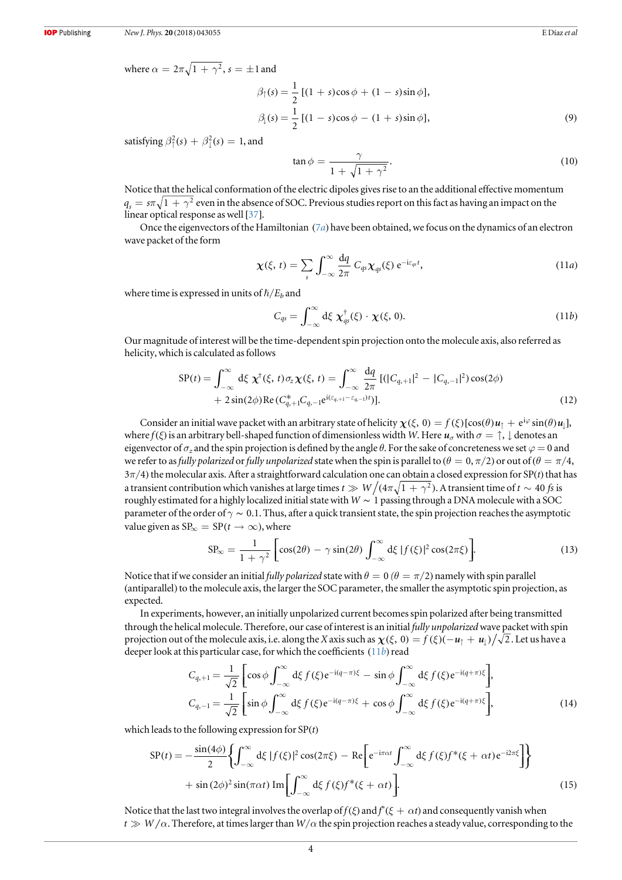where $\alpha = 2\pi\sqrt{1+\gamma^2}$, $s = \pm 1$ and

$$
\begin{aligned}
\beta_{\uparrow}(s) &= \frac{1}{2}\,[(1+s)\cos\phi + (1-s)\sin\phi],\\
\beta_{\downarrow}(s) &= \frac{1}{2}\,[(1-s)\cos\phi - (1+s)\sin\phi],
\end{aligned}
\tag{9}
$$

satisfying $\beta_{\uparrow}^2(s) + \beta_{\downarrow}^2(s) = 1$, and

$$
\tan\phi = \frac{\gamma}{1+\sqrt{1+\gamma^2}}. \tag{10}
$$

Notice that the helical conformation of the electric dipoles gives rise to an the additional effective momentum $q_s = s\pi\sqrt{1+\gamma^2}$ even in the absence of SOC. Previous studies report on this fact as having an impact on the linear optical response as well [37].

Once the eigenvectors of the Hamiltonian (7a) have been obtained, we focus on the dynamics of an electron wave packet of the form

$$
\boldsymbol{\chi}(\xi, t) = \sum_s \int_{-\infty}^{\infty} \frac{\mathrm{d}q}{2\pi}\, C_{qs}\boldsymbol{\chi}_{qs}(\xi)\, \mathrm{e}^{-\mathrm{i}\varepsilon_{qs}t}, \tag{11a}
$$

where time is expressed in units of $\hbar/E_b$ and

$$
C_{qs} = \int_{-\infty}^{\infty} \mathrm{d}\xi\, \boldsymbol{\chi}_{qs}^{\dagger}(\xi)\cdot\boldsymbol{\chi}(\xi, 0). \tag{11b}
$$

Our magnitude of interest will be the time-dependent spin projection onto the molecule axis, also referred as helicity, which is calculated as follows

$$
\begin{aligned}
\mathrm{SP}(t) = \int_{-\infty}^{\infty} \mathrm{d}\xi\, \boldsymbol{\chi}^{\dagger}(\xi, t)\sigma_z\boldsymbol{\chi}(\xi, t) &= \int_{-\infty}^{\infty} \frac{\mathrm{d}q}{2\pi}\, [(|C_{q,+1}|^2 - |C_{q,-1}|^2)\cos(2\phi)\\
&\quad + 2\sin(2\phi)\mathrm{Re}\,(C_{q,+1}^{*}C_{q,-1}\mathrm{e}^{\mathrm{i}(\varepsilon_{q,+1}-\varepsilon_{q,-1})t})].
\end{aligned}
\tag{12}
$$

Consider an initial wave packet with an arbitrary state of helicity $\boldsymbol{\chi}(\xi, 0) = f(\xi)[\cos(\theta)\boldsymbol{u}_{\uparrow} + \mathrm{e}^{\mathrm{i}\varphi}\sin(\theta)\boldsymbol{u}_{\downarrow}]$, where $f(\xi)$ is an arbitrary bell-shaped function of dimensionless width $W$. Here $\boldsymbol{u}_{\sigma}$ with $\sigma = \uparrow, \downarrow$ denotes an eigenvector of $\sigma_z$ and the spin projection is defined by the angle $\theta$. For the sake of concreteness we set $\varphi = 0$ and we refer to as *fully polarized* or *fully unpolarized* state when the spin is parallel to ($\theta = 0, \pi/2$) or out of ($\theta = \pi/4$, $3\pi/4$) the molecular axis. After a straightforward calculation one can obtain a closed expression for SP($t$) that has a transient contribution which vanishes at large times $t \gg W/(4\pi\sqrt{1+\gamma^2})$. A transient time of $t \sim 40$ *fs* is roughly estimated for a highly localized initial state with $W \sim 1$ passing through a DNA molecule with a SOC parameter of the order of $\gamma \sim 0.1$. Thus, after a quick transient state, the spin projection reaches the asymptotic value given as $\mathrm{SP}_{\infty} = \mathrm{SP}(t \to \infty)$, where

$$
\mathrm{SP}_{\infty} = \frac{1}{1+\gamma^2}\left[\cos(2\theta) - \gamma\sin(2\theta)\int_{-\infty}^{\infty} \mathrm{d}\xi\, |f(\xi)|^2\cos(2\pi\xi)\right]. \tag{13}
$$

Notice that if we consider an initial *fully polarized* state with $\theta = 0$ ($\theta = \pi/2$) namely with spin parallel (antiparallel) to the molecule axis, the larger the SOC parameter, the smaller the asymptotic spin projection, as expected.

In experiments, however, an initially unpolarized current becomes spin polarized after being transmitted through the helical molecule. Therefore, our case of interest is an initial *fully unpolarized* wave packet with spin projection out of the molecule axis, i.e. along the $X$ axis such as $\boldsymbol{\chi}(\xi, 0) = f(\xi)(-\boldsymbol{u}_{\uparrow} + \boldsymbol{u}_{\downarrow})/\sqrt{2}$. Let us have a deeper look at this particular case, for which the coefficients (11b) read

$$
\begin{aligned}
C_{q,+1} &= \frac{1}{\sqrt{2}}\left[\cos\phi\int_{-\infty}^{\infty} \mathrm{d}\xi\, f(\xi)\mathrm{e}^{-\mathrm{i}(q-\pi)\xi} - \sin\phi\int_{-\infty}^{\infty} \mathrm{d}\xi\, f(\xi)\mathrm{e}^{-\mathrm{i}(q+\pi)\xi}\right],\\
C_{q,-1} &= \frac{1}{\sqrt{2}}\left[\sin\phi\int_{-\infty}^{\infty} \mathrm{d}\xi\, f(\xi)\mathrm{e}^{-\mathrm{i}(q-\pi)\xi} + \cos\phi\int_{-\infty}^{\infty} \mathrm{d}\xi\, f(\xi)\mathrm{e}^{-\mathrm{i}(q+\pi)\xi}\right],
\end{aligned}
\tag{14}
$$

which leads to the following expression for SP($t$)

$$
\begin{aligned}
\mathrm{SP}(t) = -\frac{\sin(4\phi)}{2}&\left\{\int_{-\infty}^{\infty} \mathrm{d}\xi\, |f(\xi)|^2\cos(2\pi\xi) - \mathrm{Re}\left[\mathrm{e}^{-\mathrm{i}\pi\alpha t}\int_{-\infty}^{\infty} \mathrm{d}\xi\, f(\xi)f^{*}(\xi+\alpha t)\mathrm{e}^{-\mathrm{i}2\pi\xi}\right]\right\}\\
&+ \sin(2\phi)^2\sin(\pi\alpha t)\,\mathrm{Im}\left[\int_{-\infty}^{\infty} \mathrm{d}\xi\, f(\xi)f^{*}(\xi+\alpha t)\right].
\end{aligned}
\tag{15}
$$

Notice that the last two integral involves the overlap of $f(\xi)$ and $f^{*}(\xi + \alpha t)$ and consequently vanish when $t \gg W/\alpha$. Therefore, at times larger than $W/\alpha$ the spin projection reaches a steady value, corresponding to the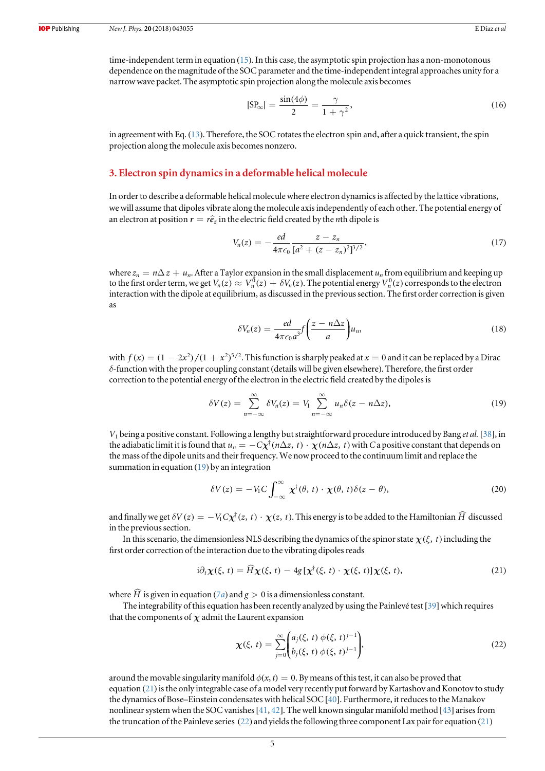time-independent term in equation (15). In this case, the asymptotic spin projection has a non-monotonous dependence on the magnitude of the SOC parameter and the time-independent integral approaches unity for a narrow wave packet. The asymptotic spin projection along the molecule axis becomes

$$|\mathrm{SP}_\infty| = \frac{\sin(4\phi)}{2} = \frac{\gamma}{1+\gamma^2}, \tag{16}$$

in agreement with Eq. (13). Therefore, the SOC rotates the electron spin and, after a quick transient, the spin projection along the molecule axis becomes nonzero.

## 3. Electron spin dynamics in a deformable helical molecule

In order to describe a deformable helical molecule where electron dynamics is affected by the lattice vibrations, we will assume that dipoles vibrate along the molecule axis independently of each other. The potential energy of an electron at position $\boldsymbol{r} = r\hat{\boldsymbol{e}}_z$ in the electric field created by the $n$th dipole is

$$V_n(z) = -\frac{ed}{4\pi\epsilon_0}\frac{z - z_n}{[a^2 + (z - z_n)^2]^{3/2}}, \tag{17}$$

where $z_n = n\Delta z + u_n$. After a Taylor expansion in the small displacement $u_n$ from equilibrium and keeping up to the first order term, we get $V_n(z) \approx V_n^0(z) + \delta V_n(z)$. The potential energy $V_n^0(z)$ corresponds to the electron interaction with the dipole at equilibrium, as discussed in the previous section. The first order correction is given as

$$\delta V_n(z) = \frac{ed}{4\pi\epsilon_0 a^3} f\left(\frac{z - n\Delta z}{a}\right) u_n, \tag{18}$$

with $f(x) = (1 - 2x^2)/(1 + x^2)^{5/2}$. This function is sharply peaked at $x = 0$ and it can be replaced by a Dirac $\delta$-function with the proper coupling constant (details will be given elsewhere). Therefore, the first order correction to the potential energy of the electron in the electric field created by the dipoles is

$$\delta V(z) = \sum_{n=-\infty}^{\infty} \delta V_n(z) = V_1 \sum_{n=-\infty}^{\infty} u_n \delta(z - n\Delta z), \tag{19}$$

$V_1$ being a positive constant. Following a lengthy but straightforward procedure introduced by Bang *et al.* [38], in the adiabatic limit it is found that $u_n = -C\boldsymbol{\chi}^\dagger(n\Delta z, t)\cdot\boldsymbol{\chi}(n\Delta z, t)$ with $C$ a positive constant that depends on the mass of the dipole units and their frequency. We now proceed to the continuum limit and replace the summation in equation (19) by an integration

$$\delta V(z) = -V_1 C \int_{-\infty}^{\infty} \boldsymbol{\chi}^\dagger(\theta, t)\cdot\boldsymbol{\chi}(\theta, t)\delta(z - \theta), \tag{20}$$

and finally we get $\delta V(z) = -V_1 C\boldsymbol{\chi}^\dagger(z, t)\cdot\boldsymbol{\chi}(z, t)$. This energy is to be added to the Hamiltonian $\widehat{H}$ discussed in the previous section.

In this scenario, the dimensionless NLS describing the dynamics of the spinor state $\boldsymbol{\chi}(\xi, t)$ including the first order correction of the interaction due to the vibrating dipoles reads

$$\mathrm{i}\partial_t\boldsymbol{\chi}(\xi, t) = \widehat{H}\boldsymbol{\chi}(\xi, t) - 4g[\boldsymbol{\chi}^\dagger(\xi, t)\cdot\boldsymbol{\chi}(\xi, t)]\boldsymbol{\chi}(\xi, t), \tag{21}$$

where $\widehat{H}$ is given in equation (7a) and $g > 0$ is a dimensionless constant.

The integrability of this equation has been recently analyzed by using the Painlevé test [39] which requires that the components of $\boldsymbol{\chi}$ admit the Laurent expansion

$$\boldsymbol{\chi}(\xi, t) = \sum_{j=0}^{\infty}\begin{pmatrix} a_j(\xi, t)\ \phi(\xi, t)^{j-1} \\ b_j(\xi, t)\ \phi(\xi, t)^{j-1}\end{pmatrix}, \tag{22}$$

around the movable singularity manifold $\phi(x, t) = 0$. By means of this test, it can also be proved that equation (21) is the only integrable case of a model very recently put forward by Kartashov and Konotov to study the dynamics of Bose–Einstein condensates with helical SOC [40]. Furthermore, it reduces to the Manakov nonlinear system when the SOC vanishes [41, 42]. The well known singular manifold method [43] arises from the truncation of the Painleve series (22) and yields the following three component Lax pair for equation (21)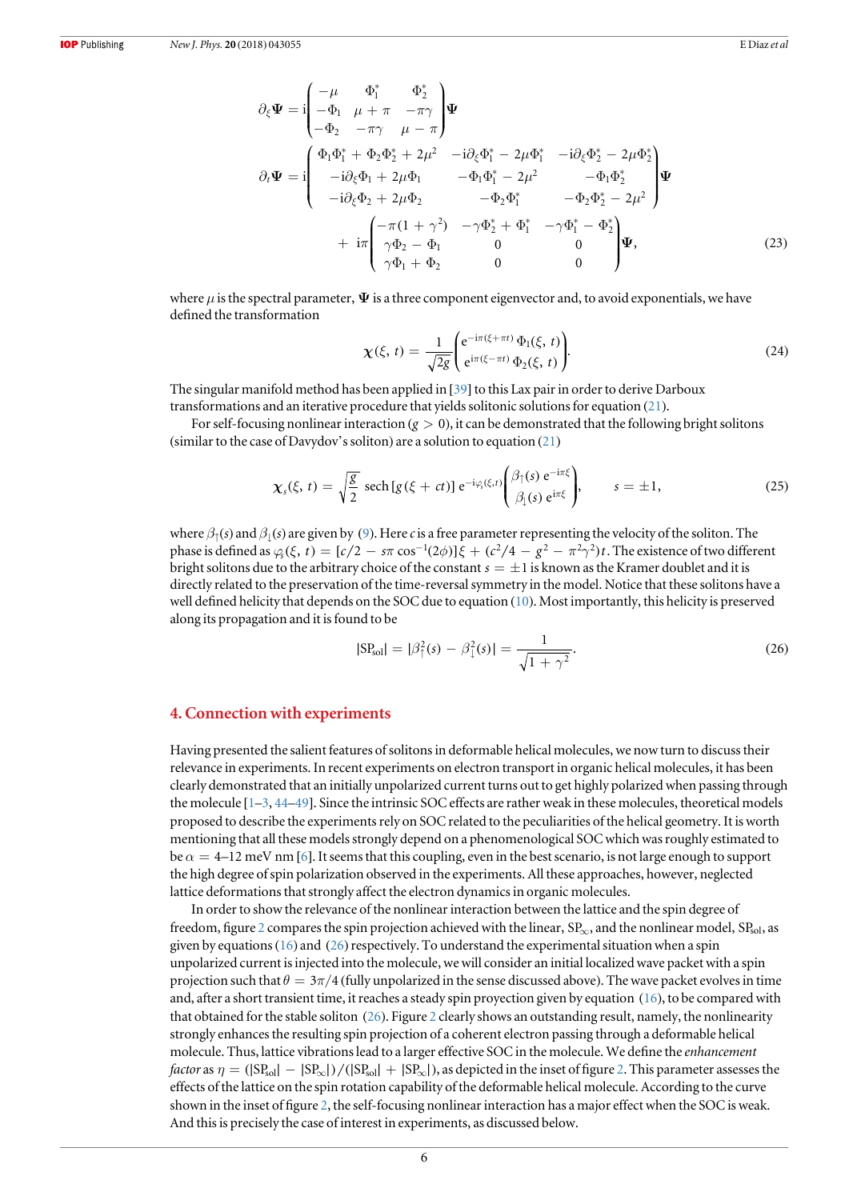$$\partial_\xi \boldsymbol{\Psi} = \mathrm{i}\begin{pmatrix} -\mu & \Phi_1^* & \Phi_2^* \\ -\Phi_1 & \mu+\pi & -\pi\gamma \\ -\Phi_2 & -\pi\gamma & \mu-\pi \end{pmatrix}\boldsymbol{\Psi}$$

$$\partial_t \boldsymbol{\Psi} = \mathrm{i}\begin{pmatrix} \Phi_1\Phi_1^* + \Phi_2\Phi_2^* + 2\mu^2 & -\mathrm{i}\partial_\xi\Phi_1^* - 2\mu\Phi_1^* & -\mathrm{i}\partial_\xi\Phi_2^* - 2\mu\Phi_2^* \\ -\mathrm{i}\partial_\xi\Phi_1 + 2\mu\Phi_1 & -\Phi_1\Phi_1^* - 2\mu^2 & -\Phi_1\Phi_2^* \\ -\mathrm{i}\partial_\xi\Phi_2 + 2\mu\Phi_2 & -\Phi_2\Phi_1^* & -\Phi_2\Phi_2^* - 2\mu^2 \end{pmatrix}\boldsymbol{\Psi}$$

$$+\ \mathrm{i}\pi\begin{pmatrix} -\pi(1+\gamma^2) & -\gamma\Phi_2^* + \Phi_1^* & -\gamma\Phi_1^* - \Phi_2^* \\ \gamma\Phi_2 - \Phi_1 & 0 & 0 \\ \gamma\Phi_1 + \Phi_2 & 0 & 0 \end{pmatrix}\boldsymbol{\Psi}, \tag{23}$$

where $\mu$ is the spectral parameter, $\boldsymbol{\Psi}$ is a three component eigenvector and, to avoid exponentials, we have defined the transformation

$$\boldsymbol{\chi}(\xi, t) = \frac{1}{\sqrt{2g}}\begin{pmatrix} \mathrm{e}^{-\mathrm{i}\pi(\xi+\pi t)}\,\Phi_1(\xi, t) \\ \mathrm{e}^{\mathrm{i}\pi(\xi-\pi t)}\,\Phi_2(\xi, t) \end{pmatrix}. \tag{24}$$

The singular manifold method has been applied in [39] to this Lax pair in order to derive Darboux transformations and an iterative procedure that yields solitonic solutions for equation (21).

For self-focusing nonlinear interaction ($g > 0$), it can be demonstrated that the following bright solitons (similar to the case of Davydov's soliton) are a solution to equation (21)

$$\boldsymbol{\chi}_s(\xi, t) = \sqrt{\frac{g}{2}}\ \mathrm{sech}\,[g(\xi + ct)]\ \mathrm{e}^{-\mathrm{i}\varphi_s(\xi,t)}\begin{pmatrix} \beta_\uparrow(s)\,\mathrm{e}^{-\mathrm{i}\pi\xi} \\ \beta_\downarrow(s)\,\mathrm{e}^{\mathrm{i}\pi\xi} \end{pmatrix}, \qquad s = \pm 1, \tag{25}$$

where $\beta_\uparrow(s)$ and $\beta_\downarrow(s)$ are given by (9). Here $c$ is a free parameter representing the velocity of the soliton. The phase is defined as $\varphi_s(\xi, t) = [c/2 - s\pi\cos^{-1}(2\phi)]\xi + (c^2/4 - g^2 - \pi^2\gamma^2)t$. The existence of two different bright solitons due to the arbitrary choice of the constant $s = \pm 1$ is known as the Kramer doublet and it is directly related to the preservation of the time-reversal symmetry in the model. Notice that these solitons have a well defined helicity that depends on the SOC due to equation (10). Most importantly, this helicity is preserved along its propagation and it is found to be

$$|\mathrm{SP}_{\mathrm{sol}}| = |\beta_\uparrow^2(s) - \beta_\downarrow^2(s)| = \frac{1}{\sqrt{1+\gamma^2}}. \tag{26}$$

## 4. Connection with experiments

Having presented the salient features of solitons in deformable helical molecules, we now turn to discuss their relevance in experiments. In recent experiments on electron transport in organic helical molecules, it has been clearly demonstrated that an initially unpolarized current turns out to get highly polarized when passing through the molecule [1–3, 44–49]. Since the intrinsic SOC effects are rather weak in these molecules, theoretical models proposed to describe the experiments rely on SOC related to the peculiarities of the helical geometry. It is worth mentioning that all these models strongly depend on a phenomenological SOC which was roughly estimated to be $\alpha = 4$–$12$ meV nm [6]. It seems that this coupling, even in the best scenario, is not large enough to support the high degree of spin polarization observed in the experiments. All these approaches, however, neglected lattice deformations that strongly affect the electron dynamics in organic molecules.

In order to show the relevance of the nonlinear interaction between the lattice and the spin degree of freedom, figure 2 compares the spin projection achieved with the linear, $\mathrm{SP}_\infty$, and the nonlinear model, $\mathrm{SP}_{\mathrm{sol}}$, as given by equations (16) and (26) respectively. To understand the experimental situation when a spin unpolarized current is injected into the molecule, we will consider an initial localized wave packet with a spin projection such that $\theta = 3\pi/4$ (fully unpolarized in the sense discussed above). The wave packet evolves in time and, after a short transient time, it reaches a steady spin proyection given by equation (16), to be compared with that obtained for the stable soliton (26). Figure 2 clearly shows an outstanding result, namely, the nonlinearity strongly enhances the resulting spin projection of a coherent electron passing through a deformable helical molecule. Thus, lattice vibrations lead to a larger effective SOC in the molecule. We define the *enhancement factor* as $\eta = (|\mathrm{SP}_{\mathrm{sol}}| - |\mathrm{SP}_\infty|)/(|\mathrm{SP}_{\mathrm{sol}}| + |\mathrm{SP}_\infty|)$, as depicted in the inset of figure 2. This parameter assesses the effects of the lattice on the spin rotation capability of the deformable helical molecule. According to the curve shown in the inset of figure 2, the self-focusing nonlinear interaction has a major effect when the SOC is weak. And this is precisely the case of interest in experiments, as discussed below.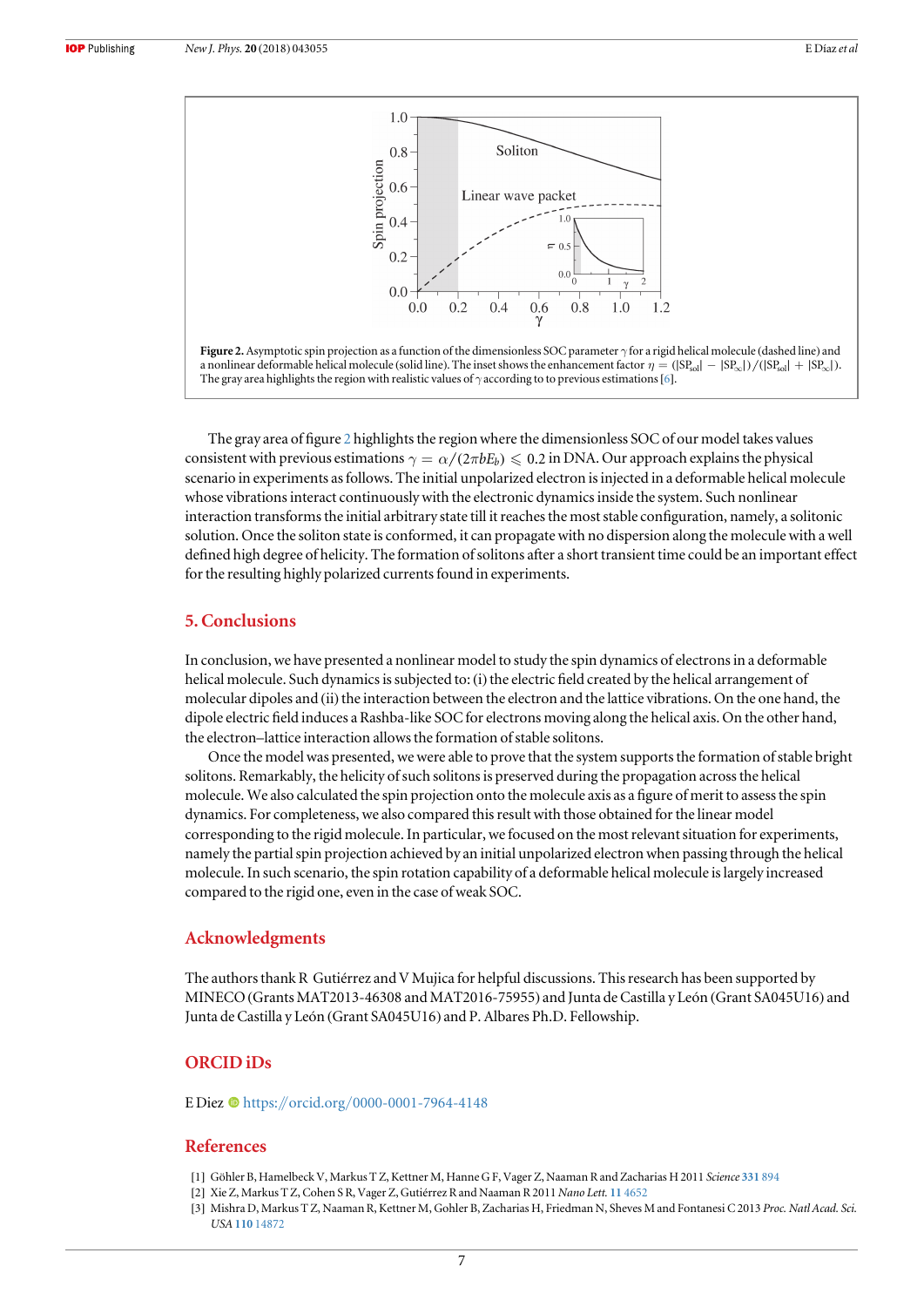1.0

0.8

0.6

0.4

0.2

0.0

Spin projection

Soliton

Linear wave packet

0.0 0.2 0.4 0.6 0.8 1.0 1.2

γ

Inset: η; 1.0, 0.5, 0.0; 0, 1, 2; γ

**Figure 2.** Asymptotic spin projection as a function of the dimensionless SOC parameter $\gamma$ for a rigid helical molecule (dashed line) and a nonlinear deformable helical molecule (solid line). The inset shows the enhancement factor $\eta = (|\mathrm{SP}_{\mathrm{sol}}| - |\mathrm{SP}_{\infty}|)/(|\mathrm{SP}_{\mathrm{sol}}| + |\mathrm{SP}_{\infty}|)$. The gray area highlights the region with realistic values of $\gamma$ according to to previous estimations [6].

The gray area of figure 2 highlights the region where the dimensionless SOC of our model takes values consistent with previous estimations $\gamma = \alpha/(2\pi b E_b) \leqslant 0.2$ in DNA. Our approach explains the physical scenario in experiments as follows. The initial unpolarized electron is injected in a deformable helical molecule whose vibrations interact continuously with the electronic dynamics inside the system. Such nonlinear interaction transforms the initial arbitrary state till it reaches the most stable configuration, namely, a solitonic solution. Once the soliton state is conformed, it can propagate with no dispersion along the molecule with a well defined high degree of helicity. The formation of solitons after a short transient time could be an important effect for the resulting highly polarized currents found in experiments.

## 5. Conclusions

In conclusion, we have presented a nonlinear model to study the spin dynamics of electrons in a deformable helical molecule. Such dynamics is subjected to: (i) the electric field created by the helical arrangement of molecular dipoles and (ii) the interaction between the electron and the lattice vibrations. On the one hand, the dipole electric field induces a Rashba-like SOC for electrons moving along the helical axis. On the other hand, the electron–lattice interaction allows the formation of stable solitons.

Once the model was presented, we were able to prove that the system supports the formation of stable bright solitons. Remarkably, the helicity of such solitons is preserved during the propagation across the helical molecule. We also calculated the spin projection onto the molecule axis as a figure of merit to assess the spin dynamics. For completeness, we also compared this result with those obtained for the linear model corresponding to the rigid molecule. In particular, we focused on the most relevant situation for experiments, namely the partial spin projection achieved by an initial unpolarized electron when passing through the helical molecule. In such scenario, the spin rotation capability of a deformable helical molecule is largely increased compared to the rigid one, even in the case of weak SOC.

## Acknowledgments

The authors thank R Gutiérrez and V Mujica for helpful discussions. This research has been supported by MINECO (Grants MAT2013-46308 and MAT2016-75955) and Junta de Castilla y León (Grant SA045U16) and Junta de Castilla y León (Grant SA045U16) and P. Albares Ph.D. Fellowship.

## ORCID iDs

E Diez https://orcid.org/0000-0001-7964-4148

## References

[1] Göhler B, Hamelbeck V, Markus T Z, Kettner M, Hanne G F, Vager Z, Naaman R and Zacharias H 2011 *Science* **331** 894

[2] Xie Z, Markus T Z, Cohen S R, Vager Z, Gutiérrez R and Naaman R 2011 *Nano Lett.* **11** 4652

[3] Mishra D, Markus T Z, Naaman R, Kettner M, Gohler B, Zacharias H, Friedman N, Sheves M and Fontanesi C 2013 *Proc. Natl Acad. Sci. USA* **110** 14872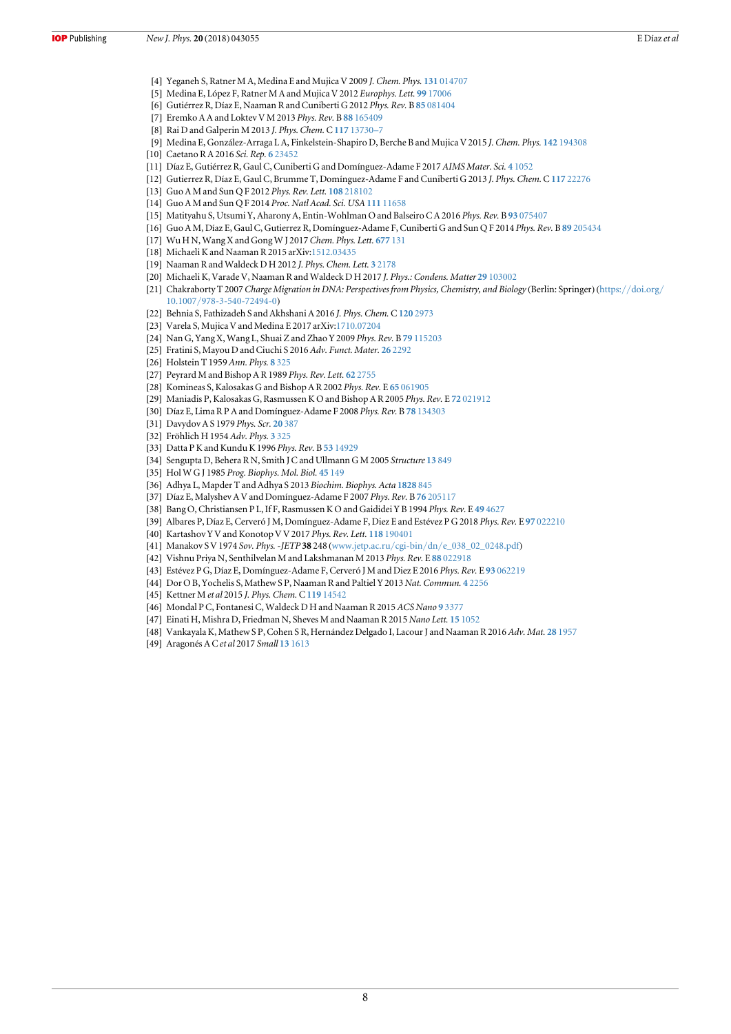- [4] Yeganeh S, Ratner M A, Medina E and Mujica V 2009 *J. Chem. Phys.* **131** 014707
- [5] Medina E, López F, Ratner M A and Mujica V 2012 *Europhys. Lett.* **99** 17006
- [6] Gutiérrez R, Díaz E, Naaman R and Cuniberti G 2012 *Phys. Rev.* B **85** 081404
- [7] Eremko A A and Loktev V M 2013 *Phys. Rev.* B **88** 165409
- [8] Rai D and Galperin M 2013 *J. Phys. Chem.* C **117** 13730–7
- [9] Medina E, González-Arraga L A, Finkelstein-Shapiro D, Berche B and Mujica V 2015 *J. Chem. Phys.* **142** 194308
- [10] Caetano R A 2016 *Sci. Rep.* **6** 23452
- [11] Díaz E, Gutiérrez R, Gaul C, Cuniberti G and Domínguez-Adame F 2017 *AIMS Mater. Sci.* **4** 1052
- [12] Gutierrez R, Díaz E, Gaul C, Brumme T, Domínguez-Adame F and Cuniberti G 2013 *J. Phys. Chem.* C **117** 22276
- [13] Guo A M and Sun Q F 2012 *Phys. Rev. Lett.* **108** 218102
- [14] Guo A M and Sun Q F 2014 *Proc. Natl Acad. Sci. USA* **111** 11658
- [15] Matityahu S, Utsumi Y, Aharony A, Entin-Wohlman O and Balseiro C A 2016 *Phys. Rev.* B **93** 075407
- [16] Guo A M, Díaz E, Gaul C, Gutierrez R, Domínguez-Adame F, Cuniberti G and Sun Q F 2014 *Phys. Rev.* B **89** 205434
- [17] Wu H N, Wang X and Gong W J 2017 *Chem. Phys. Lett.* **677** 131
- [18] Michaeli K and Naaman R 2015 arXiv:1512.03435
- [19] Naaman R and Waldeck D H 2012 *J. Phys. Chem. Lett.* **3** 2178
- [20] Michaeli K, Varade V, Naaman R and Waldeck D H 2017 *J. Phys.: Condens. Matter* **29** 103002
- [21] Chakraborty T 2007 *Charge Migration in DNA: Perspectives from Physics, Chemistry, and Biology* (Berlin: Springer) (https://doi.org/10.1007/978-3-540-72494-0)
- [22] Behnia S, Fathizadeh S and Akhshani A 2016 *J. Phys. Chem.* C **120** 2973
- [23] Varela S, Mujica V and Medina E 2017 arXiv:1710.07204
- [24] Nan G, Yang X, Wang L, Shuai Z and Zhao Y 2009 *Phys. Rev.* B **79** 115203
- [25] Fratini S, Mayou D and Ciuchi S 2016 *Adv. Funct. Mater.* **26** 2292
- [26] Holstein T 1959 *Ann. Phys.* **8** 325
- [27] Peyrard M and Bishop A R 1989 *Phys. Rev. Lett.* **62** 2755
- [28] Komineas S, Kalosakas G and Bishop A R 2002 *Phys. Rev.* E **65** 061905
- [29] Maniadis P, Kalosakas G, Rasmussen K O and Bishop A R 2005 *Phys. Rev.* E **72** 021912
- [30] Díaz E, Lima R P A and Domínguez-Adame F 2008 *Phys. Rev.* B **78** 134303
- [31] Davydov A S 1979 *Phys. Scr.* **20** 387
- [32] Fröhlich H 1954 *Adv. Phys.* **3** 325
- [33] Datta P K and Kundu K 1996 *Phys. Rev.* B **53** 14929
- [34] Sengupta D, Behera R N, Smith J C and Ullmann G M 2005 *Structure* **13** 849
- [35] Hol W G J 1985 *Prog. Biophys. Mol. Biol.* **45** 149
- [36] Adhya L, Mapder T and Adhya S 2013 *Biochim. Biophys. Acta* **1828** 845
- [37] Díaz E, Malyshev A V and Domínguez-Adame F 2007 *Phys. Rev.* B **76** 205117
- [38] Bang O, Christiansen P L, If F, Rasmussen K O and Gaididei Y B 1994 *Phys. Rev.* E **49** 4627
- [39] Albares P, Díaz E, Cerveró J M, Domínguez-Adame F, Diez E and Estévez P G 2018 *Phys. Rev.* E **97** 022210
- [40] Kartashov Y V and Konotop V V 2017 *Phys. Rev. Lett.* **118** 190401
- [41] Manakov S V 1974 *Sov. Phys. -JETP* **38** 248 (www.jetp.ac.ru/cgi-bin/dn/e_038_02_0248.pdf)
- [42] Vishnu Priya N, Senthilvelan M and Lakshmanan M 2013 *Phys. Rev.* E **88** 022918
- [43] Estévez P G, Díaz E, Domínguez-Adame F, Cerveró J M and Diez E 2016 *Phys. Rev.* E **93** 062219
- [44] Dor O B, Yochelis S, Mathew S P, Naaman R and Paltiel Y 2013 *Nat. Commun.* **4** 2256
- [45] Kettner M *et al* 2015 *J. Phys. Chem.* C **119** 14542
- [46] Mondal P C, Fontanesi C, Waldeck D H and Naaman R 2015 *ACS Nano* **9** 3377
- [47] Einati H, Mishra D, Friedman N, Sheves M and Naaman R 2015 *Nano Lett.* **15** 1052
- [48] Vankayala K, Mathew S P, Cohen S R, Hernández Delgado I, Lacour J and Naaman R 2016 *Adv. Mat.* **28** 1957
- [49] Aragonés A C *et al* 2017 *Small* **13** 1613